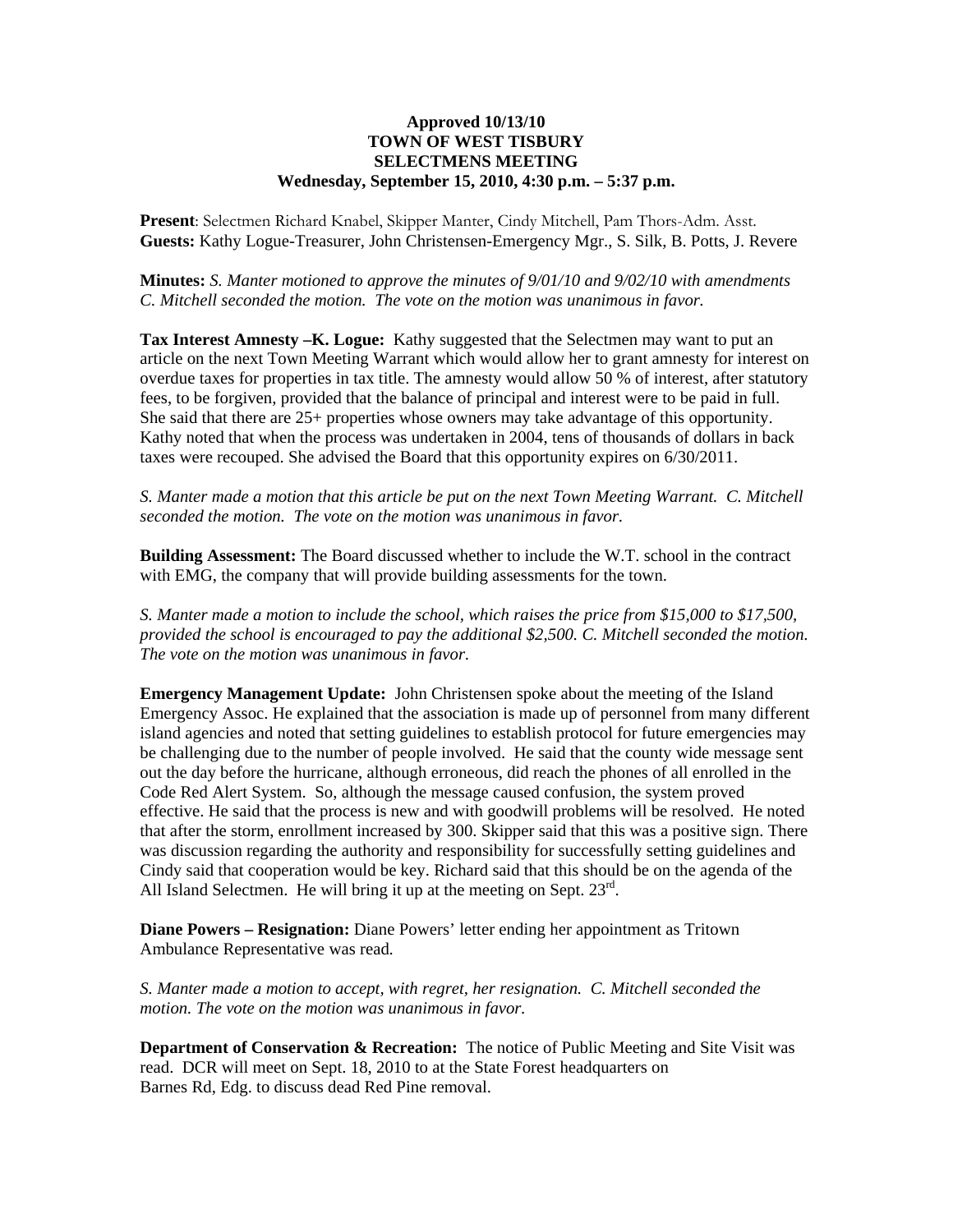**Approved 10/13/10**
**TOWN OF WEST TISBURY**
**SELECTMENS MEETING**
**Wednesday, September 15, 2010, 4:30 p.m. – 5:37 p.m.**

**Present**: Selectmen Richard Knabel, Skipper Manter, Cindy Mitchell, Pam Thors-Adm. Asst.
**Guests:** Kathy Logue-Treasurer, John Christensen-Emergency Mgr., S. Silk, B. Potts, J. Revere

**Minutes:** *S. Manter motioned to approve the minutes of 9/01/10 and 9/02/10 with amendments C. Mitchell seconded the motion. The vote on the motion was unanimous in favor.*

**Tax Interest Amnesty –K. Logue:** Kathy suggested that the Selectmen may want to put an article on the next Town Meeting Warrant which would allow her to grant amnesty for interest on overdue taxes for properties in tax title. The amnesty would allow 50 % of interest, after statutory fees, to be forgiven, provided that the balance of principal and interest were to be paid in full. She said that there are 25+ properties whose owners may take advantage of this opportunity. Kathy noted that when the process was undertaken in 2004, tens of thousands of dollars in back taxes were recouped. She advised the Board that this opportunity expires on 6/30/2011.

*S. Manter made a motion that this article be put on the next Town Meeting Warrant. C. Mitchell seconded the motion. The vote on the motion was unanimous in favor.*

**Building Assessment:** The Board discussed whether to include the W.T. school in the contract with EMG, the company that will provide building assessments for the town.

*S. Manter made a motion to include the school, which raises the price from $15,000 to $17,500, provided the school is encouraged to pay the additional $2,500. C. Mitchell seconded the motion. The vote on the motion was unanimous in favor.*

**Emergency Management Update:** John Christensen spoke about the meeting of the Island Emergency Assoc. He explained that the association is made up of personnel from many different island agencies and noted that setting guidelines to establish protocol for future emergencies may be challenging due to the number of people involved. He said that the county wide message sent out the day before the hurricane, although erroneous, did reach the phones of all enrolled in the Code Red Alert System. So, although the message caused confusion, the system proved effective. He said that the process is new and with goodwill problems will be resolved. He noted that after the storm, enrollment increased by 300. Skipper said that this was a positive sign. There was discussion regarding the authority and responsibility for successfully setting guidelines and Cindy said that cooperation would be key. Richard said that this should be on the agenda of the All Island Selectmen. He will bring it up at the meeting on Sept. 23rd.

**Diane Powers – Resignation:** Diane Powers' letter ending her appointment as Tritown Ambulance Representative was read.

*S. Manter made a motion to accept, with regret, her resignation. C. Mitchell seconded the motion. The vote on the motion was unanimous in favor.*

**Department of Conservation & Recreation:** The notice of Public Meeting and Site Visit was read. DCR will meet on Sept. 18, 2010 to at the State Forest headquarters on Barnes Rd, Edg. to discuss dead Red Pine removal.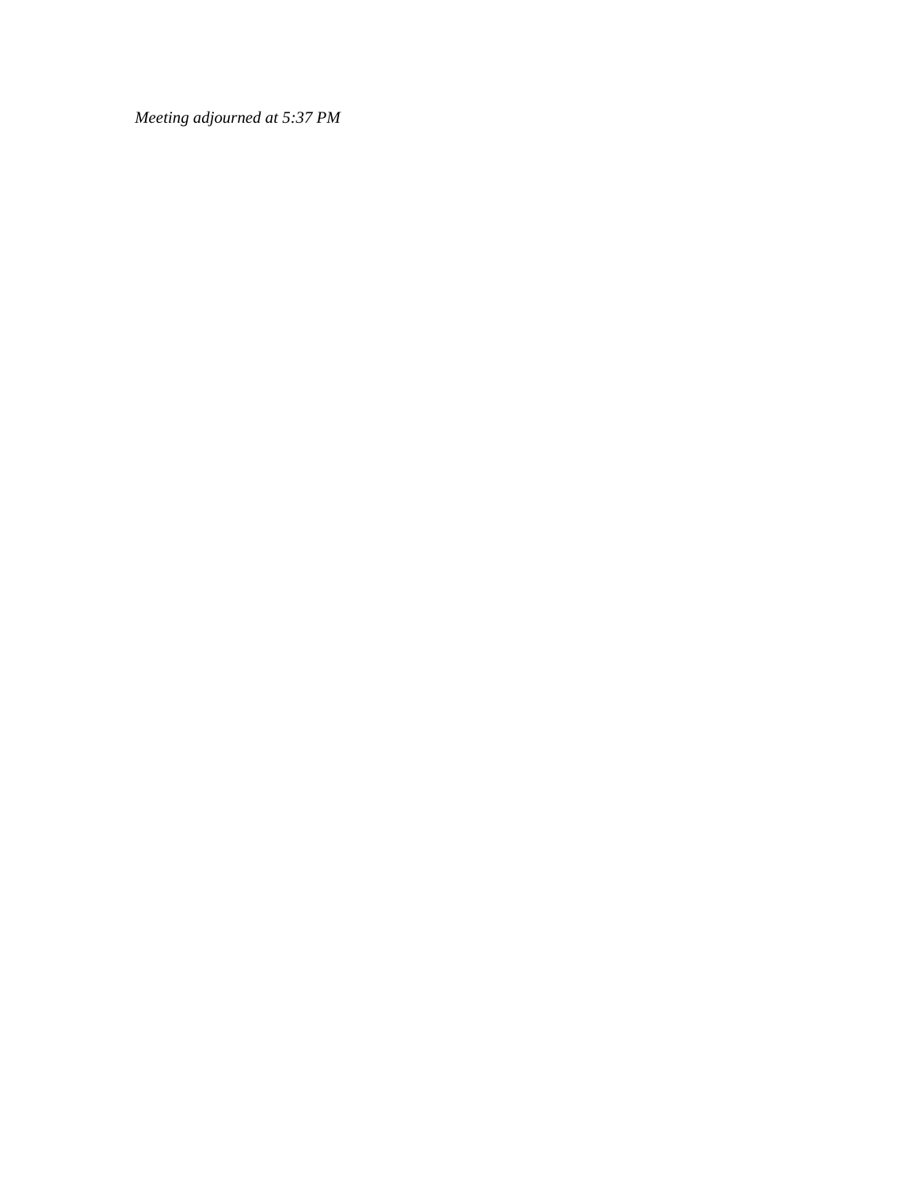*Meeting adjourned at 5:37 PM*